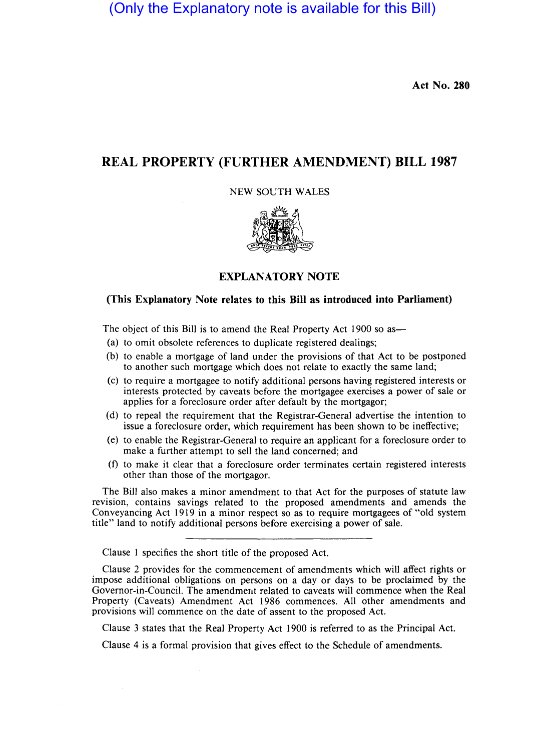(Only the Explanatory note is available for this Bill)

**Act No. 280**

# REAL PROPERTY (FURTHER AMENDMENT) BILL 1987

NEW SOUTH WALES

## EXPLANATORY NOTE

### (This Explanatory Note relates to this Bill as introduced into Parliament)

The object of this Bill is to amend the Real Property Act 1900 so as—

(a) to omit obsolete references to duplicate registered dealings;

(b) to enable a mortgage of land under the provisions of that Act to be postponed to another such mortgage which does not relate to exactly the same land;

(c) to require a mortgagee to notify additional persons having registered interests or interests protected by caveats before the mortgagee exercises a power of sale or applies for a foreclosure order after default by the mortgagor;

(d) to repeal the requirement that the Registrar-General advertise the intention to issue a foreclosure order, which requirement has been shown to be ineffective;

(e) to enable the Registrar-General to require an applicant for a foreclosure order to make a further attempt to sell the land concerned; and

(f) to make it clear that a foreclosure order terminates certain registered interests other than those of the mortgagor.

The Bill also makes a minor amendment to that Act for the purposes of statute law revision, contains savings related to the proposed amendments and amends the Conveyancing Act 1919 in a minor respect so as to require mortgagees of "old system title" land to notify additional persons before exercising a power of sale.

---

Clause 1 specifies the short title of the proposed Act.

Clause 2 provides for the commencement of amendments which will affect rights or impose additional obligations on persons on a day or days to be proclaimed by the Governor-in-Council. The amendment related to caveats will commence when the Real Property (Caveats) Amendment Act 1986 commences. All other amendments and provisions will commence on the date of assent to the proposed Act.

Clause 3 states that the Real Property Act 1900 is referred to as the Principal Act.

Clause 4 is a formal provision that gives effect to the Schedule of amendments.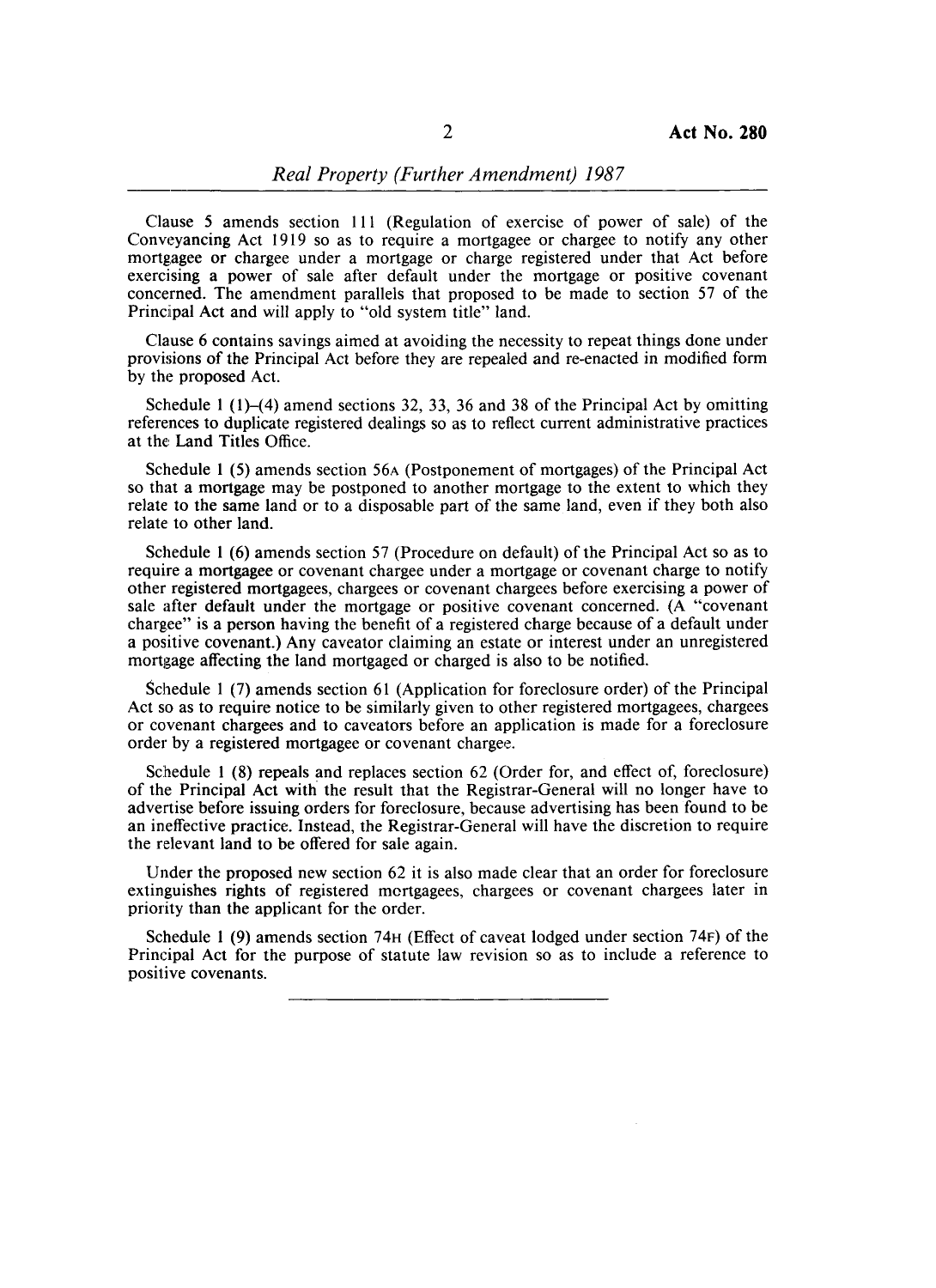Clause 5 amends section 111 (Regulation of exercise of power of sale) of the Conveyancing Act 1919 so as to require a mortgagee or chargee to notify any other mortgagee or chargee under a mortgage or charge registered under that Act before exercising a power of sale after default under the mortgage or positive covenant concerned. The amendment parallels that proposed to be made to section 57 of the Principal Act and will apply to "old system title" land.

Clause 6 contains savings aimed at avoiding the necessity to repeat things done under provisions of the Principal Act before they are repealed and re-enacted in modified form by the proposed Act.

Schedule 1 (1)–(4) amend sections 32, 33, 36 and 38 of the Principal Act by omitting references to duplicate registered dealings so as to reflect current administrative practices at the Land Titles Office.

Schedule 1 (5) amends section 56A (Postponement of mortgages) of the Principal Act so that a mortgage may be postponed to another mortgage to the extent to which they relate to the same land or to a disposable part of the same land, even if they both also relate to other land.

Schedule 1 (6) amends section 57 (Procedure on default) of the Principal Act so as to require a mortgagee or covenant chargee under a mortgage or covenant charge to notify other registered mortgagees, chargees or covenant chargees before exercising a power of sale after default under the mortgage or positive covenant concerned. (A "covenant chargee" is a person having the benefit of a registered charge because of a default under a positive covenant.) Any caveator claiming an estate or interest under an unregistered mortgage affecting the land mortgaged or charged is also to be notified.

Schedule 1 (7) amends section 61 (Application for foreclosure order) of the Principal Act so as to require notice to be similarly given to other registered mortgagees, chargees or covenant chargees and to caveators before an application is made for a foreclosure order by a registered mortgagee or covenant chargee.

Schedule 1 (8) repeals and replaces section 62 (Order for, and effect of, foreclosure) of the Principal Act with the result that the Registrar-General will no longer have to advertise before issuing orders for foreclosure, because advertising has been found to be an ineffective practice. Instead, the Registrar-General will have the discretion to require the relevant land to be offered for sale again.

Under the proposed new section 62 it is also made clear that an order for foreclosure extinguishes rights of registered mortgagees, chargees or covenant chargees later in priority than the applicant for the order.

Schedule 1 (9) amends section 74H (Effect of caveat lodged under section 74F) of the Principal Act for the purpose of statute law revision so as to include a reference to positive covenants.